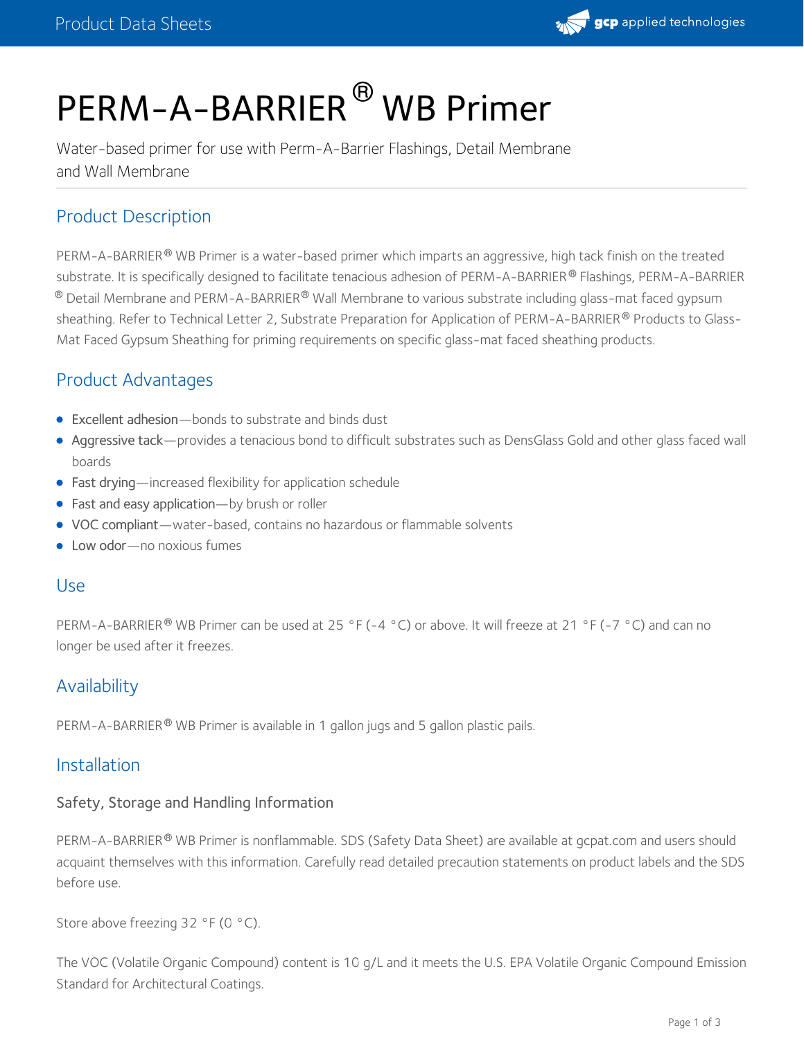# PERM-A-BARRIER® WB Primer

Water-based primer for use with Perm-A-Barrier Flashings, Detail Membrane and Wall Membrane

## Product Description

PERM-A-BARRIER® WB Primer is a water-based primer which imparts an aggressive, high tack finish on the treated substrate. It is specifically designed to facilitate tenacious adhesion of PERM-A-BARRIER® Flashings, PERM-A-BARRIER® Detail Membrane and PERM-A-BARRIER® Wall Membrane to various substrate including glass-mat faced gypsum sheathing. Refer to Technical Letter 2, Substrate Preparation for Application of PERM-A-BARRIER® Products to Glass-Mat Faced Gypsum Sheathing for priming requirements on specific glass-mat faced sheathing products.

## Product Advantages

- Excellent adhesion—bonds to substrate and binds dust
- Aggressive tack—provides a tenacious bond to difficult substrates such as DensGlass Gold and other glass faced wall boards
- Fast drying—increased flexibility for application schedule
- Fast and easy application—by brush or roller
- VOC compliant—water-based, contains no hazardous or flammable solvents
- Low odor—no noxious fumes

## Use

PERM-A-BARRIER® WB Primer can be used at 25 °F (-4 °C) or above. It will freeze at 21 °F (-7 °C) and can no longer be used after it freezes.

## Availability

PERM-A-BARRIER® WB Primer is available in 1 gallon jugs and 5 gallon plastic pails.

## Installation

### Safety, Storage and Handling Information

PERM-A-BARRIER® WB Primer is nonflammable. SDS (Safety Data Sheet) are available at gcpat.com and users should acquaint themselves with this information. Carefully read detailed precaution statements on product labels and the SDS before use.

Store above freezing 32 °F (0 °C).

The VOC (Volatile Organic Compound) content is 10 g/L and it meets the U.S. EPA Volatile Organic Compound Emission Standard for Architectural Coatings.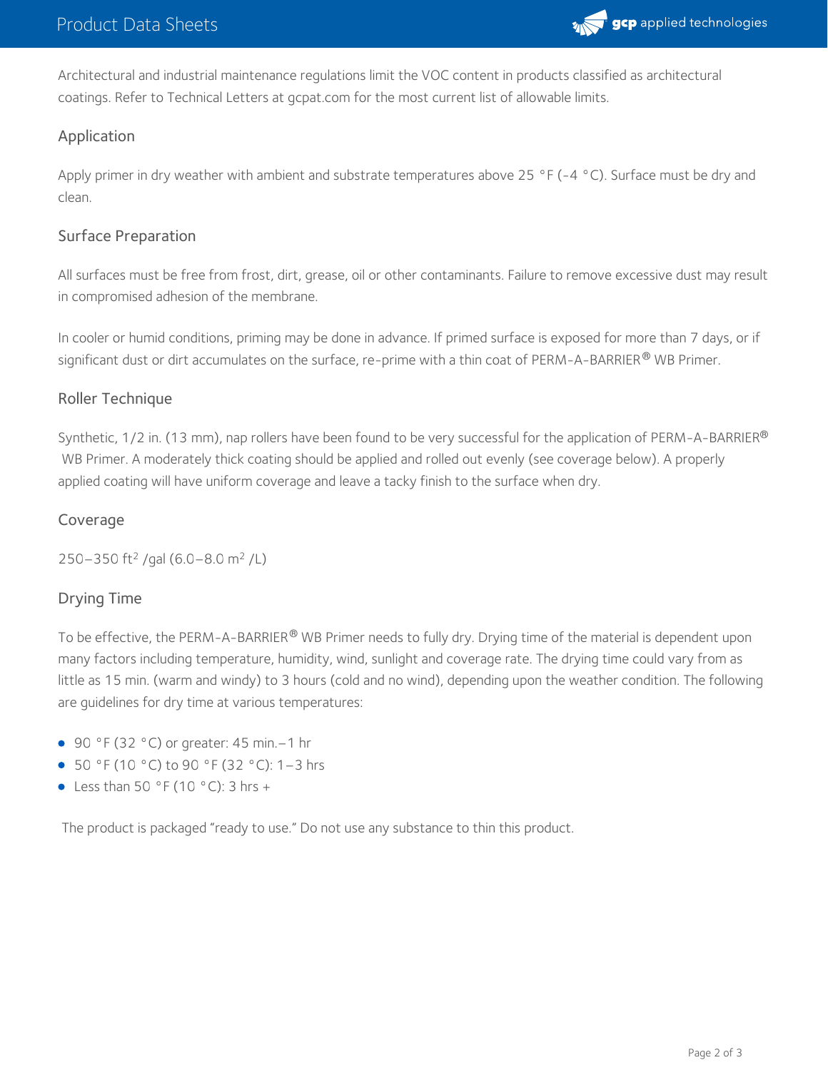Architectural and industrial maintenance regulations limit the VOC content in products classified as architectural coatings. Refer to Technical Letters at gcpat.com for the most current list of allowable limits.

## Application

Apply primer in dry weather with ambient and substrate temperatures above 25 °F (-4 °C). Surface must be dry and clean.

## Surface Preparation

All surfaces must be free from frost, dirt, grease, oil or other contaminants. Failure to remove excessive dust may result in compromised adhesion of the membrane.

In cooler or humid conditions, priming may be done in advance. If primed surface is exposed for more than 7 days, or if significant dust or dirt accumulates on the surface, re-prime with a thin coat of PERM-A-BARRIER® WB Primer.

## Roller Technique

Synthetic, 1/2 in. (13 mm), nap rollers have been found to be very successful for the application of PERM-A-BARRIER® WB Primer. A moderately thick coating should be applied and rolled out evenly (see coverage below). A properly applied coating will have uniform coverage and leave a tacky finish to the surface when dry.

## Coverage

250–350 $ft^2$ /gal (6.0–8.0 $m^2$ /L)

## Drying Time

To be effective, the PERM-A-BARRIER® WB Primer needs to fully dry. Drying time of the material is dependent upon many factors including temperature, humidity, wind, sunlight and coverage rate. The drying time could vary from as little as 15 min. (warm and windy) to 3 hours (cold and no wind), depending upon the weather condition. The following are guidelines for dry time at various temperatures:

- 90 °F (32 °C) or greater: 45 min.–1 hr
- 50 °F (10 °C) to 90 °F (32 °C): 1–3 hrs
- Less than 50 °F (10 °C): 3 hrs +

The product is packaged "ready to use." Do not use any substance to thin this product.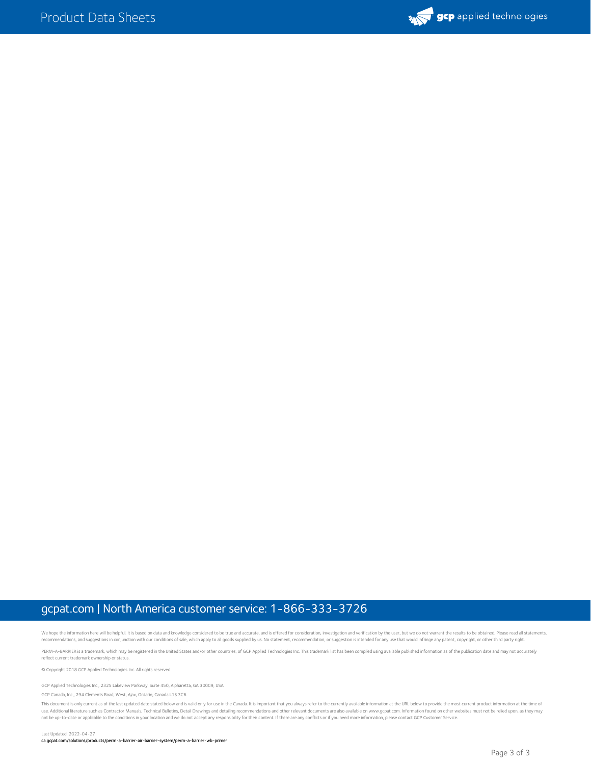gcpat.com | North America customer service: 1-866-333-3726

We hope the information here will be helpful. It is based on data and knowledge considered to be true and accurate, and is offered for consideration, investigation and verification by the user, but we do not warrant the results to be obtained. Please read all statements, recommendations, and suggestions in conjunction with our conditions of sale, which apply to all goods supplied by us. No statement, recommendation, or suggestion is intended for any use that would infringe any patent, copyright, or other third party right.

PERM-A-BARRIER is a trademark, which may be registered in the United States and/or other countries, of GCP Applied Technologies Inc. This trademark list has been compiled using available published information as of the publication date and may not accurately reflect current trademark ownership or status.

© Copyright 2018 GCP Applied Technologies Inc. All rights reserved.

GCP Applied Technologies Inc., 2325 Lakeview Parkway, Suite 450, Alpharetta, GA 30009, USA

GCP Canada, Inc., 294 Clements Road, West, Ajax, Ontario, Canada L1S 3C6.

This document is only current as of the last updated date stated below and is valid only for use in the Canada. It is important that you always refer to the currently available information at the URL below to provide the most current product information at the time of use. Additional literature such as Contractor Manuals, Technical Bulletins, Detail Drawings and detailing recommendations and other relevant documents are also available on www.gcpat.com. Information found on other websites must not be relied upon, as they may not be up-to-date or applicable to the conditions in your location and we do not accept any responsibility for their content. If there are any conflicts or if you need more information, please contact GCP Customer Service.

Last Updated: 2022-04-27

ca.gcpat.com/solutions/products/perm-a-barrier-air-barrier-system/perm-a-barrier-wb-primer